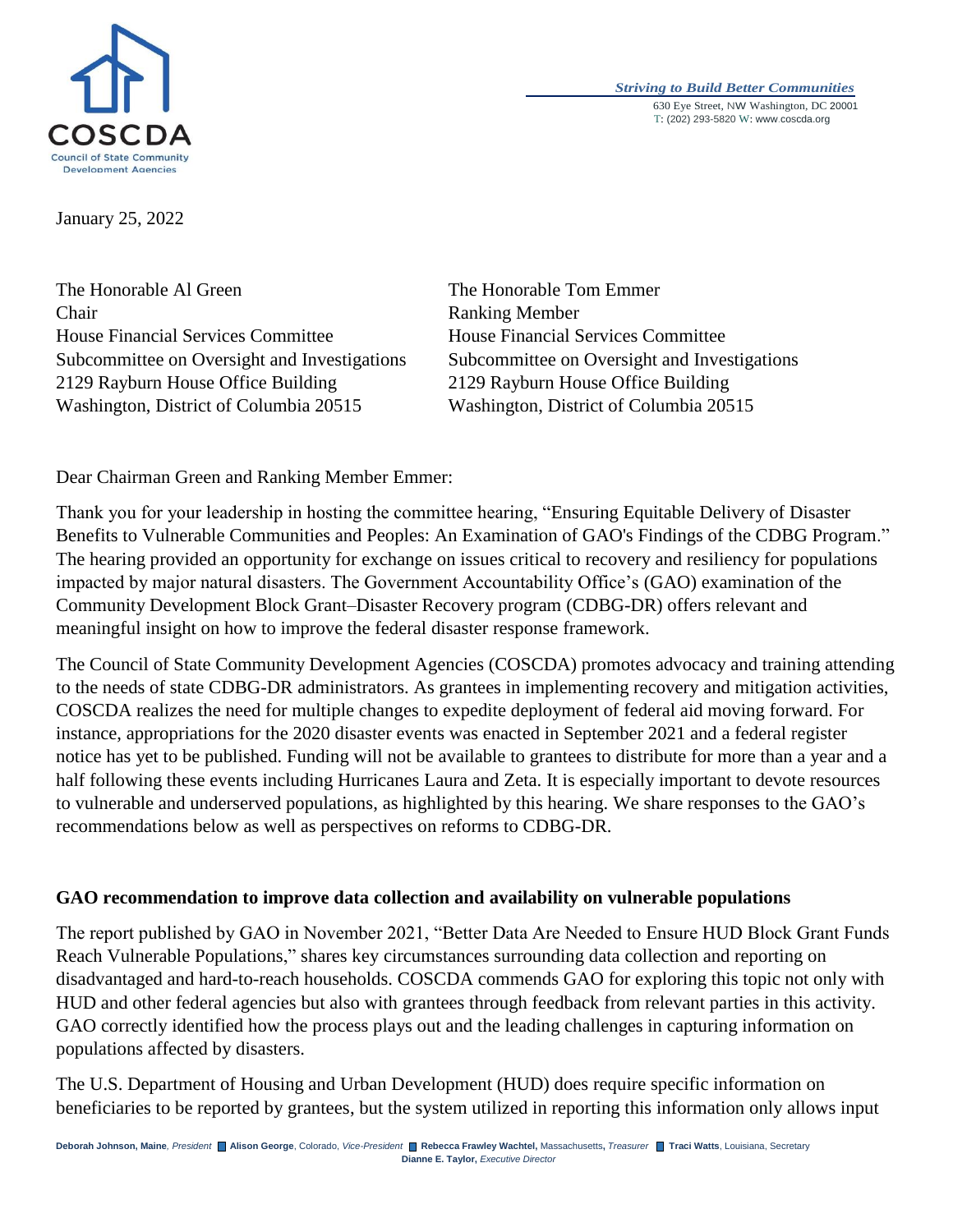COSCDA
Council of State Community Development Agencies

*Striving to Build Better Communities*
630 Eye Street, NW Washington, DC 20001
T: (202) 293-5820 W: www.coscda.org

January 25, 2022

The Honorable Al Green
Chair
House Financial Services Committee
Subcommittee on Oversight and Investigations
2129 Rayburn House Office Building
Washington, District of Columbia 20515

The Honorable Tom Emmer
Ranking Member
House Financial Services Committee
Subcommittee on Oversight and Investigations
2129 Rayburn House Office Building
Washington, District of Columbia 20515

Dear Chairman Green and Ranking Member Emmer:

Thank you for your leadership in hosting the committee hearing, "Ensuring Equitable Delivery of Disaster Benefits to Vulnerable Communities and Peoples: An Examination of GAO's Findings of the CDBG Program." The hearing provided an opportunity for exchange on issues critical to recovery and resiliency for populations impacted by major natural disasters. The Government Accountability Office's (GAO) examination of the Community Development Block Grant–Disaster Recovery program (CDBG-DR) offers relevant and meaningful insight on how to improve the federal disaster response framework.

The Council of State Community Development Agencies (COSCDA) promotes advocacy and training attending to the needs of state CDBG-DR administrators. As grantees in implementing recovery and mitigation activities, COSCDA realizes the need for multiple changes to expedite deployment of federal aid moving forward. For instance, appropriations for the 2020 disaster events was enacted in September 2021 and a federal register notice has yet to be published. Funding will not be available to grantees to distribute for more than a year and a half following these events including Hurricanes Laura and Zeta. It is especially important to devote resources to vulnerable and underserved populations, as highlighted by this hearing. We share responses to the GAO's recommendations below as well as perspectives on reforms to CDBG-DR.

**GAO recommendation to improve data collection and availability on vulnerable populations**

The report published by GAO in November 2021, "Better Data Are Needed to Ensure HUD Block Grant Funds Reach Vulnerable Populations," shares key circumstances surrounding data collection and reporting on disadvantaged and hard-to-reach households. COSCDA commends GAO for exploring this topic not only with HUD and other federal agencies but also with grantees through feedback from relevant parties in this activity. GAO correctly identified how the process plays out and the leading challenges in capturing information on populations affected by disasters.

The U.S. Department of Housing and Urban Development (HUD) does require specific information on beneficiaries to be reported by grantees, but the system utilized in reporting this information only allows input

**Deborah Johnson, Maine**, *President* **Alison George**, Colorado, *Vice-President* **Rebecca Frawley Wachtel,** Massachusetts**,** *Treasurer* **Traci Watts**, Louisiana, Secretary
**Dianne E. Taylor,** *Executive Director*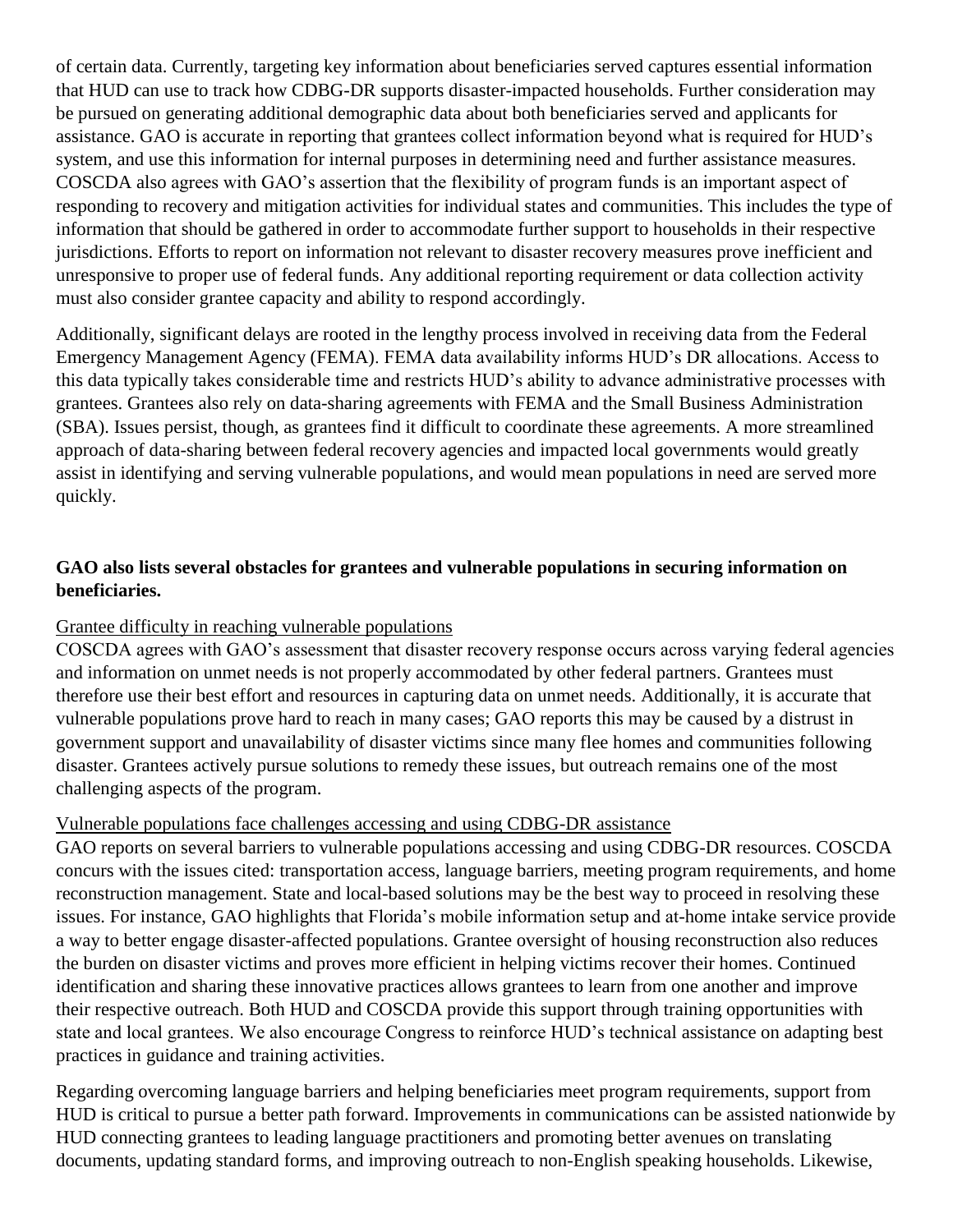of certain data. Currently, targeting key information about beneficiaries served captures essential information that HUD can use to track how CDBG-DR supports disaster-impacted households. Further consideration may be pursued on generating additional demographic data about both beneficiaries served and applicants for assistance. GAO is accurate in reporting that grantees collect information beyond what is required for HUD's system, and use this information for internal purposes in determining need and further assistance measures. COSCDA also agrees with GAO's assertion that the flexibility of program funds is an important aspect of responding to recovery and mitigation activities for individual states and communities. This includes the type of information that should be gathered in order to accommodate further support to households in their respective jurisdictions. Efforts to report on information not relevant to disaster recovery measures prove inefficient and unresponsive to proper use of federal funds. Any additional reporting requirement or data collection activity must also consider grantee capacity and ability to respond accordingly.

Additionally, significant delays are rooted in the lengthy process involved in receiving data from the Federal Emergency Management Agency (FEMA). FEMA data availability informs HUD's DR allocations. Access to this data typically takes considerable time and restricts HUD's ability to advance administrative processes with grantees. Grantees also rely on data-sharing agreements with FEMA and the Small Business Administration (SBA). Issues persist, though, as grantees find it difficult to coordinate these agreements. A more streamlined approach of data-sharing between federal recovery agencies and impacted local governments would greatly assist in identifying and serving vulnerable populations, and would mean populations in need are served more quickly.

**GAO also lists several obstacles for grantees and vulnerable populations in securing information on beneficiaries.**

<u>Grantee difficulty in reaching vulnerable populations</u>

COSCDA agrees with GAO's assessment that disaster recovery response occurs across varying federal agencies and information on unmet needs is not properly accommodated by other federal partners. Grantees must therefore use their best effort and resources in capturing data on unmet needs. Additionally, it is accurate that vulnerable populations prove hard to reach in many cases; GAO reports this may be caused by a distrust in government support and unavailability of disaster victims since many flee homes and communities following disaster. Grantees actively pursue solutions to remedy these issues, but outreach remains one of the most challenging aspects of the program.

<u>Vulnerable populations face challenges accessing and using CDBG-DR assistance</u>

GAO reports on several barriers to vulnerable populations accessing and using CDBG-DR resources. COSCDA concurs with the issues cited: transportation access, language barriers, meeting program requirements, and home reconstruction management. State and local-based solutions may be the best way to proceed in resolving these issues. For instance, GAO highlights that Florida's mobile information setup and at-home intake service provide a way to better engage disaster-affected populations. Grantee oversight of housing reconstruction also reduces the burden on disaster victims and proves more efficient in helping victims recover their homes. Continued identification and sharing these innovative practices allows grantees to learn from one another and improve their respective outreach. Both HUD and COSCDA provide this support through training opportunities with state and local grantees. We also encourage Congress to reinforce HUD's technical assistance on adapting best practices in guidance and training activities.

Regarding overcoming language barriers and helping beneficiaries meet program requirements, support from HUD is critical to pursue a better path forward. Improvements in communications can be assisted nationwide by HUD connecting grantees to leading language practitioners and promoting better avenues on translating documents, updating standard forms, and improving outreach to non-English speaking households. Likewise,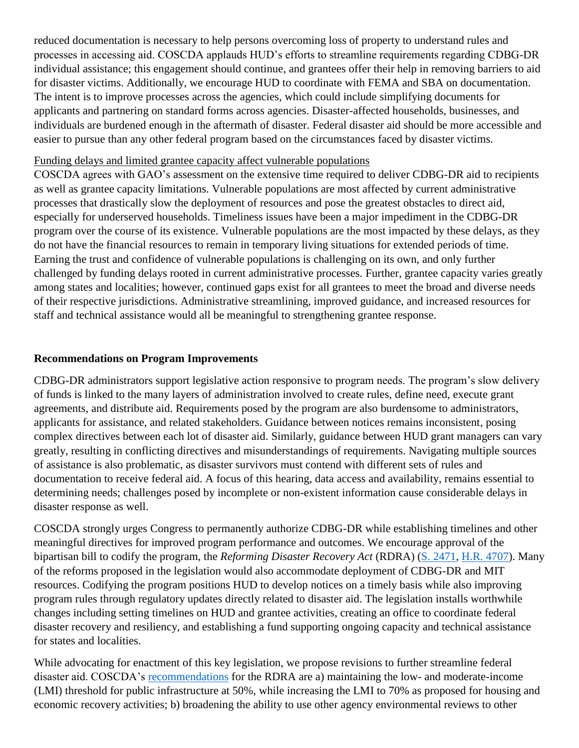reduced documentation is necessary to help persons overcoming loss of property to understand rules and processes in accessing aid. COSCDA applauds HUD's efforts to streamline requirements regarding CDBG-DR individual assistance; this engagement should continue, and grantees offer their help in removing barriers to aid for disaster victims. Additionally, we encourage HUD to coordinate with FEMA and SBA on documentation. The intent is to improve processes across the agencies, which could include simplifying documents for applicants and partnering on standard forms across agencies. Disaster-affected households, businesses, and individuals are burdened enough in the aftermath of disaster. Federal disaster aid should be more accessible and easier to pursue than any other federal program based on the circumstances faced by disaster victims.

<u>Funding delays and limited grantee capacity affect vulnerable populations</u>

COSCDA agrees with GAO's assessment on the extensive time required to deliver CDBG-DR aid to recipients as well as grantee capacity limitations. Vulnerable populations are most affected by current administrative processes that drastically slow the deployment of resources and pose the greatest obstacles to direct aid, especially for underserved households. Timeliness issues have been a major impediment in the CDBG-DR program over the course of its existence. Vulnerable populations are the most impacted by these delays, as they do not have the financial resources to remain in temporary living situations for extended periods of time. Earning the trust and confidence of vulnerable populations is challenging on its own, and only further challenged by funding delays rooted in current administrative processes. Further, grantee capacity varies greatly among states and localities; however, continued gaps exist for all grantees to meet the broad and diverse needs of their respective jurisdictions. Administrative streamlining, improved guidance, and increased resources for staff and technical assistance would all be meaningful to strengthening grantee response.

**Recommendations on Program Improvements**

CDBG-DR administrators support legislative action responsive to program needs. The program's slow delivery of funds is linked to the many layers of administration involved to create rules, define need, execute grant agreements, and distribute aid. Requirements posed by the program are also burdensome to administrators, applicants for assistance, and related stakeholders. Guidance between notices remains inconsistent, posing complex directives between each lot of disaster aid. Similarly, guidance between HUD grant managers can vary greatly, resulting in conflicting directives and misunderstandings of requirements. Navigating multiple sources of assistance is also problematic, as disaster survivors must contend with different sets of rules and documentation to receive federal aid. A focus of this hearing, data access and availability, remains essential to determining needs; challenges posed by incomplete or non-existent information cause considerable delays in disaster response as well.

COSCDA strongly urges Congress to permanently authorize CDBG-DR while establishing timelines and other meaningful directives for improved program performance and outcomes. We encourage approval of the bipartisan bill to codify the program, the *Reforming Disaster Recovery Act* (RDRA) (S. 2471, H.R. 4707). Many of the reforms proposed in the legislation would also accommodate deployment of CDBG-DR and MIT resources. Codifying the program positions HUD to develop notices on a timely basis while also improving program rules through regulatory updates directly related to disaster aid. The legislation installs worthwhile changes including setting timelines on HUD and grantee activities, creating an office to coordinate federal disaster recovery and resiliency, and establishing a fund supporting ongoing capacity and technical assistance for states and localities.

While advocating for enactment of this key legislation, we propose revisions to further streamline federal disaster aid. COSCDA's recommendations for the RDRA are a) maintaining the low- and moderate-income (LMI) threshold for public infrastructure at 50%, while increasing the LMI to 70% as proposed for housing and economic recovery activities; b) broadening the ability to use other agency environmental reviews to other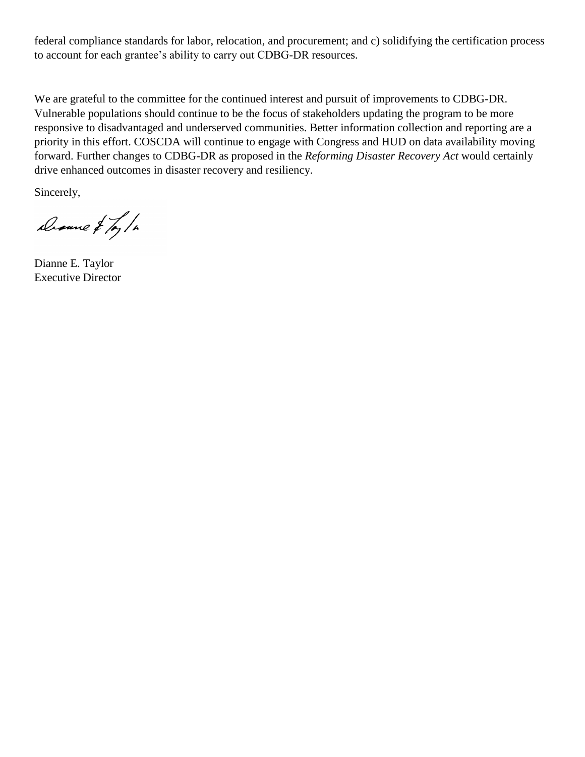federal compliance standards for labor, relocation, and procurement; and c) solidifying the certification process to account for each grantee's ability to carry out CDBG-DR resources.

We are grateful to the committee for the continued interest and pursuit of improvements to CDBG-DR. Vulnerable populations should continue to be the focus of stakeholders updating the program to be more responsive to disadvantaged and underserved communities. Better information collection and reporting are a priority in this effort. COSCDA will continue to engage with Congress and HUD on data availability moving forward. Further changes to CDBG-DR as proposed in the *Reforming Disaster Recovery Act* would certainly drive enhanced outcomes in disaster recovery and resiliency.

Sincerely,

Dianne E. Taylor
Executive Director